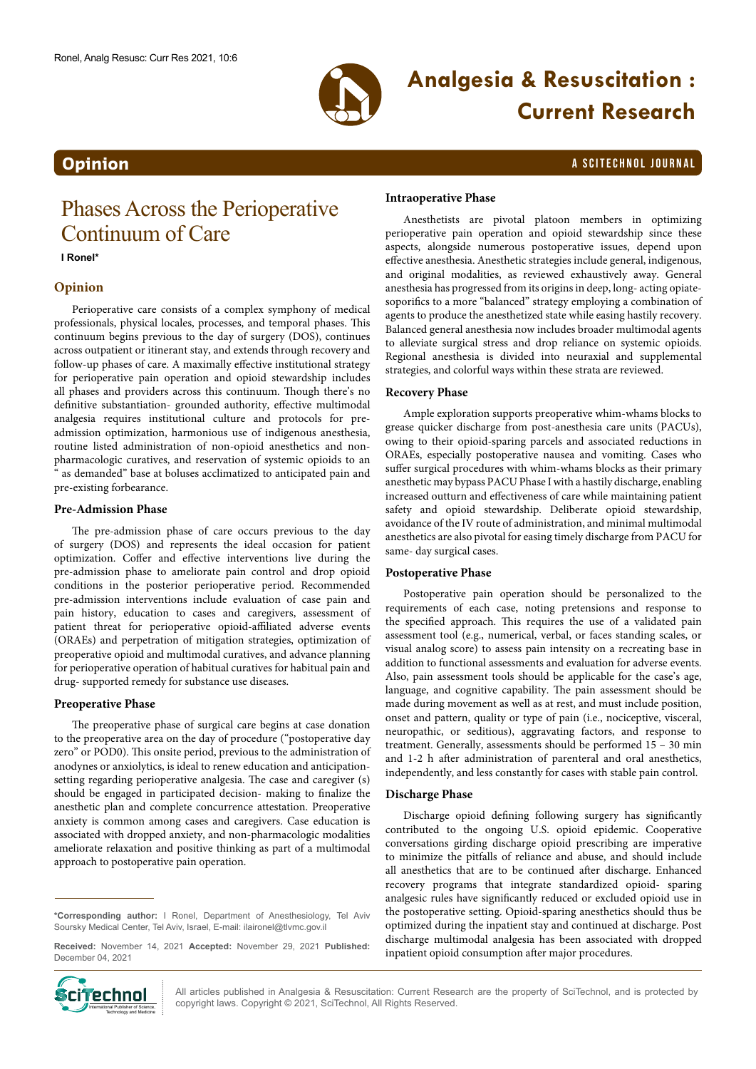# Phases Across the Perioperative Continuum of Care

**I Ronel***

## Opinion

Perioperative care consists of a complex symphony of medical professionals, physical locales, processes, and temporal phases. This continuum begins previous to the day of surgery (DOS), continues across outpatient or itinerant stay, and extends through recovery and follow-up phases of care. A maximally effective institutional strategy for perioperative pain operation and opioid stewardship includes all phases and providers across this continuum. Though there's no definitive substantiation- grounded authority, effective multimodal analgesia requires institutional culture and protocols for pre-admission optimization, harmonious use of indigenous anesthesia, routine listed administration of non-opioid anesthetics and non-pharmacologic curatives, and reservation of systemic opioids to an " as demanded" base at boluses acclimatized to anticipated pain and pre-existing forbearance.

### Pre-Admission Phase

The pre-admission phase of care occurs previous to the day of surgery (DOS) and represents the ideal occasion for patient optimization. Coffer and effective interventions live during the pre-admission phase to ameliorate pain control and drop opioid conditions in the posterior perioperative period. Recommended pre-admission interventions include evaluation of case pain and pain history, education to cases and caregivers, assessment of patient threat for perioperative opioid-affiliated adverse events (ORAEs) and perpetration of mitigation strategies, optimization of preoperative opioid and multimodal curatives, and advance planning for perioperative operation of habitual curatives for habitual pain and drug- supported remedy for substance use diseases.

### Preoperative Phase

The preoperative phase of surgical care begins at case donation to the preoperative area on the day of procedure ("postoperative day zero" or POD0). This onsite period, previous to the administration of anodynes or anxiolytics, is ideal to renew education and anticipation-setting regarding perioperative analgesia. The case and caregiver (s) should be engaged in participated decision- making to finalize the anesthetic plan and complete concurrence attestation. Preoperative anxiety is common among cases and caregivers. Case education is associated with dropped anxiety, and non-pharmacologic modalities ameliorate relaxation and positive thinking as part of a multimodal approach to postoperative pain operation.

### Intraoperative Phase

Anesthetists are pivotal platoon members in optimizing perioperative pain operation and opioid stewardship since these aspects, alongside numerous postoperative issues, depend upon effective anesthesia. Anesthetic strategies include general, indigenous, and original modalities, as reviewed exhaustively away. General anesthesia has progressed from its origins in deep, long- acting opiate-soporifics to a more "balanced" strategy employing a combination of agents to produce the anesthetized state while easing hastily recovery. Balanced general anesthesia now includes broader multimodal agents to alleviate surgical stress and drop reliance on systemic opioids. Regional anesthesia is divided into neuraxial and supplemental strategies, and colorful ways within these strata are reviewed.

### Recovery Phase

Ample exploration supports preoperative whim-whams blocks to grease quicker discharge from post-anesthesia care units (PACUs), owing to their opioid-sparing parcels and associated reductions in ORAEs, especially postoperative nausea and vomiting. Cases who suffer surgical procedures with whim-whams blocks as their primary anesthetic may bypass PACU Phase I with a hastily discharge, enabling increased outturn and effectiveness of care while maintaining patient safety and opioid stewardship. Deliberate opioid stewardship, avoidance of the IV route of administration, and minimal multimodal anesthetics are also pivotal for easing timely discharge from PACU for same- day surgical cases.

### Postoperative Phase

Postoperative pain operation should be personalized to the requirements of each case, noting pretensions and response to the specified approach. This requires the use of a validated pain assessment tool (e.g., numerical, verbal, or faces standing scales, or visual analog score) to assess pain intensity on a recreating base in addition to functional assessments and evaluation for adverse events. Also, pain assessment tools should be applicable for the case's age, language, and cognitive capability. The pain assessment should be made during movement as well as at rest, and must include position, onset and pattern, quality or type of pain (i.e., nociceptive, visceral, neuropathic, or seditious), aggravating factors, and response to treatment. Generally, assessments should be performed 15 – 30 min and 1-2 h after administration of parenteral and oral anesthetics, independently, and less constantly for cases with stable pain control.

### Discharge Phase

Discharge opioid defining following surgery has significantly contributed to the ongoing U.S. opioid epidemic. Cooperative conversations girding discharge opioid prescribing are imperative to minimize the pitfalls of reliance and abuse, and should include all anesthetics that are to be continued after discharge. Enhanced recovery programs that integrate standardized opioid- sparing analgesic rules have significantly reduced or excluded opioid use in the postoperative setting. Opioid-sparing anesthetics should thus be optimized during the inpatient stay and continued at discharge. Post discharge multimodal analgesia has been associated with dropped inpatient opioid consumption after major procedures.

---

***Corresponding author:** I Ronel, Department of Anesthesiology, Tel Aviv Soursky Medical Center, Tel Aviv, Israel, E-mail: ilaironel@tlvmc.gov.il

**Received:** November 14, 2021 **Accepted:** November 29, 2021 **Published:** December 04, 2021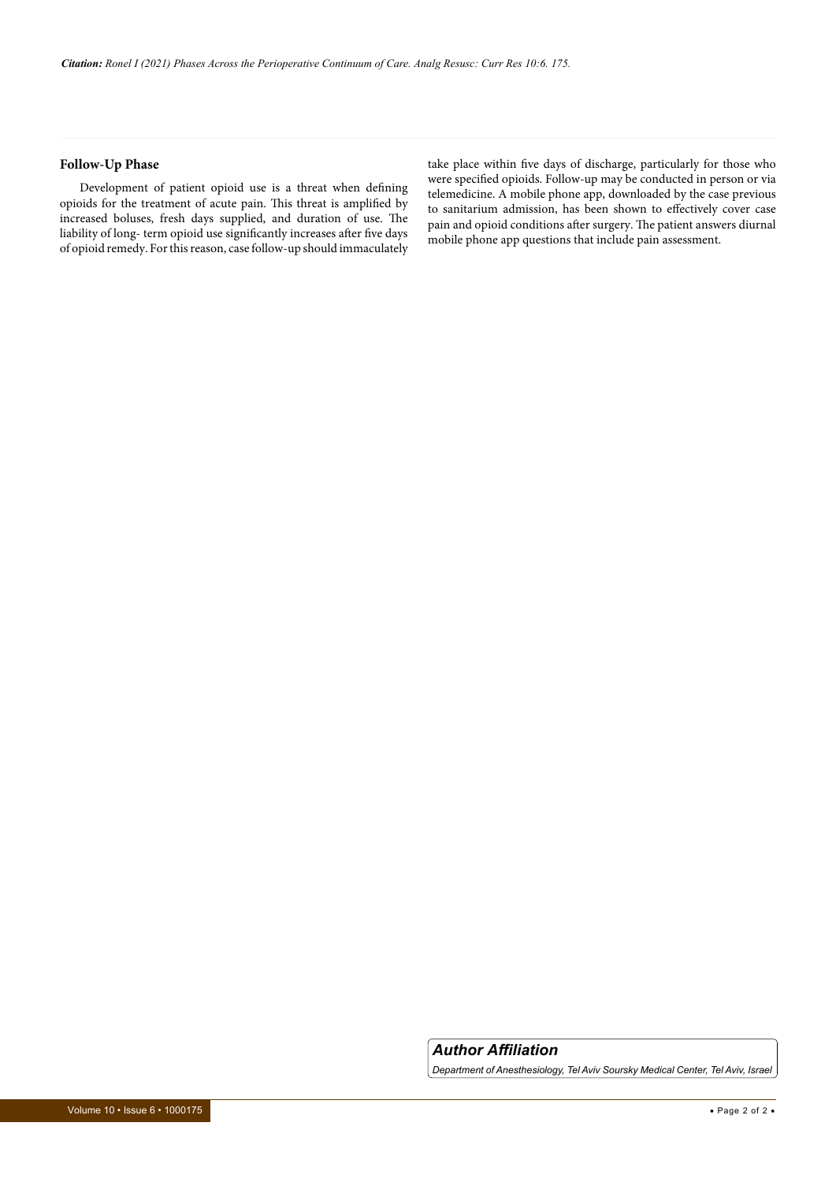### Follow-Up Phase

Development of patient opioid use is a threat when defining opioids for the treatment of acute pain. This threat is amplified by increased boluses, fresh days supplied, and duration of use. The liability of long- term opioid use significantly increases after five days of opioid remedy. For this reason, case follow-up should immaculately take place within five days of discharge, particularly for those who were specified opioids. Follow-up may be conducted in person or via telemedicine. A mobile phone app, downloaded by the case previous to sanitarium admission, has been shown to effectively cover case pain and opioid conditions after surgery. The patient answers diurnal mobile phone app questions that include pain assessment.

## Author Affiliation

*Department of Anesthesiology, Tel Aviv Soursky Medical Center, Tel Aviv, Israel*